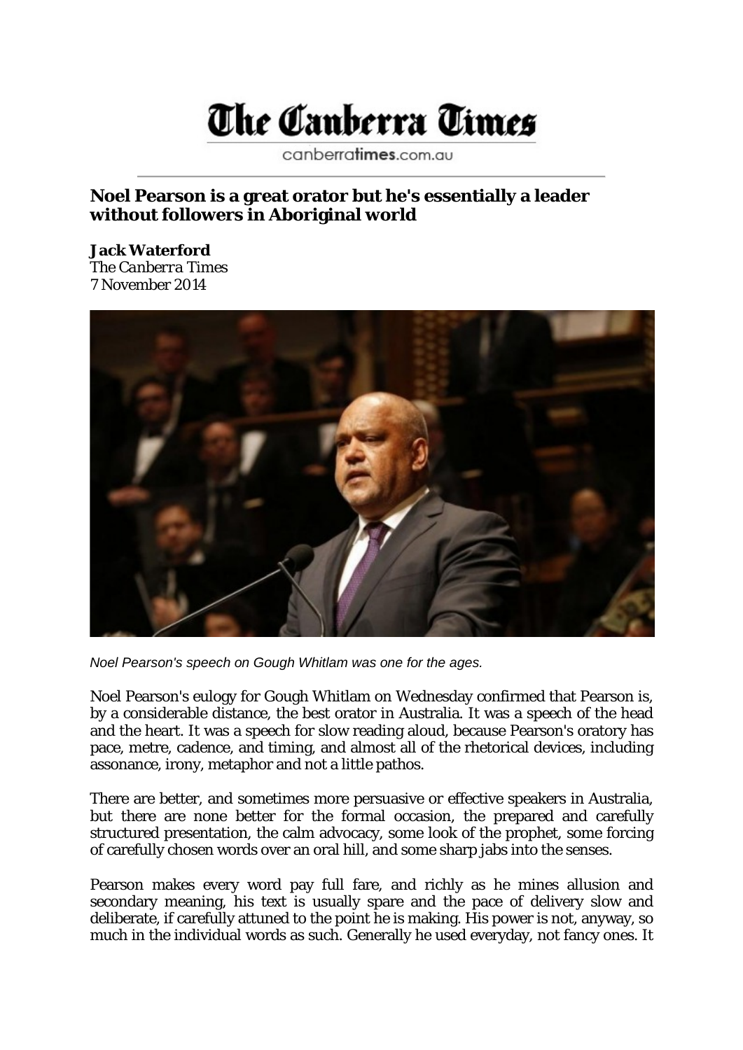# The Canberra Times

canberratimes.com.au

## Noel Pearson is a great orator but he's essentially a leader without followers in Aboriginal world

**Jack Waterford**
*The Canberra Times*
*7 November 2014*

*Noel Pearson's speech on Gough Whitlam was one for the ages.*

Noel Pearson's eulogy for Gough Whitlam on Wednesday confirmed that Pearson is, by a considerable distance, the best orator in Australia. It was a speech of the head and the heart. It was a speech for slow reading aloud, because Pearson's oratory has pace, metre, cadence, and timing, and almost all of the rhetorical devices, including assonance, irony, metaphor and not a little pathos.

There are better, and sometimes more persuasive or effective speakers in Australia, but there are none better for the formal occasion, the prepared and carefully structured presentation, the calm advocacy, some look of the prophet, some forcing of carefully chosen words over an oral hill, and some sharp jabs into the senses.

Pearson makes every word pay full fare, and richly as he mines allusion and secondary meaning, his text is usually spare and the pace of delivery slow and deliberate, if carefully attuned to the point he is making. His power is not, anyway, so much in the individual words as such. Generally he used everyday, not fancy ones. It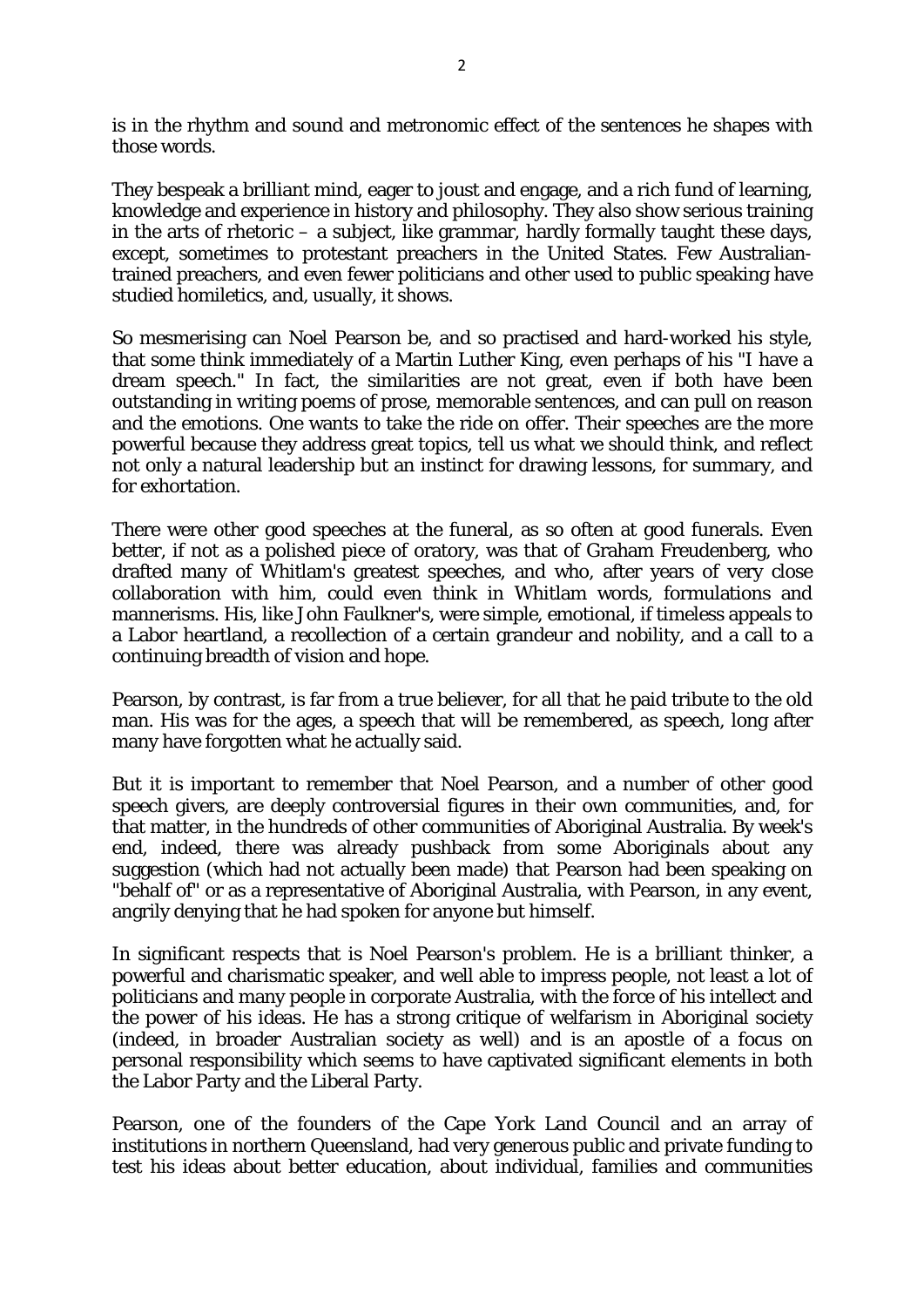is in the rhythm and sound and metronomic effect of the sentences he shapes with those words.

They bespeak a brilliant mind, eager to joust and engage, and a rich fund of learning, knowledge and experience in history and philosophy. They also show serious training in the arts of rhetoric – a subject, like grammar, hardly formally taught these days, except, sometimes to protestant preachers in the United States. Few Australian-trained preachers, and even fewer politicians and other used to public speaking have studied homiletics, and, usually, it shows.

So mesmerising can Noel Pearson be, and so practised and hard-worked his style, that some think immediately of a Martin Luther King, even perhaps of his "I have a dream speech." In fact, the similarities are not great, even if both have been outstanding in writing poems of prose, memorable sentences, and can pull on reason and the emotions. One wants to take the ride on offer. Their speeches are the more powerful because they address great topics, tell us what we should think, and reflect not only a natural leadership but an instinct for drawing lessons, for summary, and for exhortation.

There were other good speeches at the funeral, as so often at good funerals. Even better, if not as a polished piece of oratory, was that of Graham Freudenberg, who drafted many of Whitlam's greatest speeches, and who, after years of very close collaboration with him, could even think in Whitlam words, formulations and mannerisms. His, like John Faulkner's, were simple, emotional, if timeless appeals to a Labor heartland, a recollection of a certain grandeur and nobility, and a call to a continuing breadth of vision and hope.

Pearson, by contrast, is far from a true believer, for all that he paid tribute to the old man. His was for the ages, a speech that will be remembered, as speech, long after many have forgotten what he actually said.

But it is important to remember that Noel Pearson, and a number of other good speech givers, are deeply controversial figures in their own communities, and, for that matter, in the hundreds of other communities of Aboriginal Australia. By week's end, indeed, there was already pushback from some Aboriginals about any suggestion (which had not actually been made) that Pearson had been speaking on "behalf of" or as a representative of Aboriginal Australia, with Pearson, in any event, angrily denying that he had spoken for anyone but himself.

In significant respects that is Noel Pearson's problem. He is a brilliant thinker, a powerful and charismatic speaker, and well able to impress people, not least a lot of politicians and many people in corporate Australia, with the force of his intellect and the power of his ideas. He has a strong critique of welfarism in Aboriginal society (indeed, in broader Australian society as well) and is an apostle of a focus on personal responsibility which seems to have captivated significant elements in both the Labor Party and the Liberal Party.

Pearson, one of the founders of the Cape York Land Council and an array of institutions in northern Queensland, had very generous public and private funding to test his ideas about better education, about individual, families and communities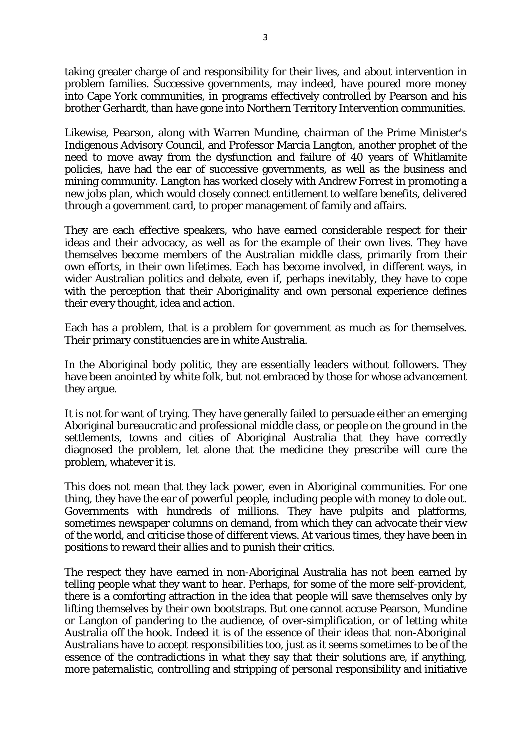taking greater charge of and responsibility for their lives, and about intervention in problem families. Successive governments, may indeed, have poured more money into Cape York communities, in programs effectively controlled by Pearson and his brother Gerhardt, than have gone into Northern Territory Intervention communities.

Likewise, Pearson, along with Warren Mundine, chairman of the Prime Minister's Indigenous Advisory Council, and Professor Marcia Langton, another prophet of the need to move away from the dysfunction and failure of 40 years of Whitlamite policies, have had the ear of successive governments, as well as the business and mining community. Langton has worked closely with Andrew Forrest in promoting a new jobs plan, which would closely connect entitlement to welfare benefits, delivered through a government card, to proper management of family and affairs.

They are each effective speakers, who have earned considerable respect for their ideas and their advocacy, as well as for the example of their own lives. They have themselves become members of the Australian middle class, primarily from their own efforts, in their own lifetimes. Each has become involved, in different ways, in wider Australian politics and debate, even if, perhaps inevitably, they have to cope with the perception that their Aboriginality and own personal experience defines their every thought, idea and action.

Each has a problem, that is a problem for government as much as for themselves. Their primary constituencies are in white Australia.

In the Aboriginal body politic, they are essentially leaders without followers. They have been anointed by white folk, but not embraced by those for whose advancement they argue.

It is not for want of trying. They have generally failed to persuade either an emerging Aboriginal bureaucratic and professional middle class, or people on the ground in the settlements, towns and cities of Aboriginal Australia that they have correctly diagnosed the problem, let alone that the medicine they prescribe will cure the problem, whatever it is.

This does not mean that they lack power, even in Aboriginal communities. For one thing, they have the ear of powerful people, including people with money to dole out. Governments with hundreds of millions. They have pulpits and platforms, sometimes newspaper columns on demand, from which they can advocate their view of the world, and criticise those of different views. At various times, they have been in positions to reward their allies and to punish their critics.

The respect they have earned in non-Aboriginal Australia has not been earned by telling people what they want to hear. Perhaps, for some of the more self-provident, there is a comforting attraction in the idea that people will save themselves only by lifting themselves by their own bootstraps. But one cannot accuse Pearson, Mundine or Langton of pandering to the audience, of over-simplification, or of letting white Australia off the hook. Indeed it is of the essence of their ideas that non-Aboriginal Australians have to accept responsibilities too, just as it seems sometimes to be of the essence of the contradictions in what they say that their solutions are, if anything, more paternalistic, controlling and stripping of personal responsibility and initiative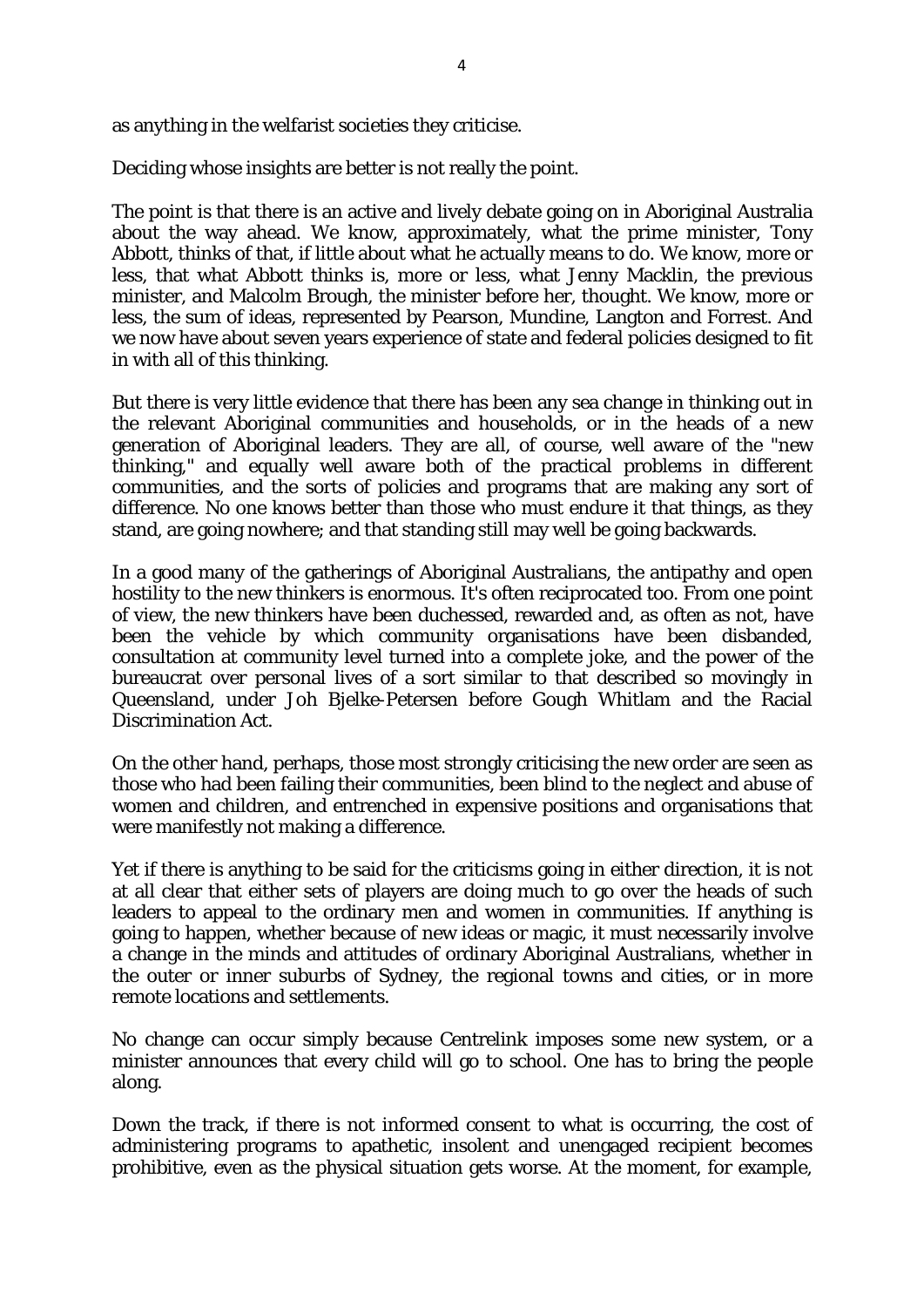as anything in the welfarist societies they criticise.

Deciding whose insights are better is not really the point.

The point is that there is an active and lively debate going on in Aboriginal Australia about the way ahead. We know, approximately, what the prime minister, Tony Abbott, thinks of that, if little about what he actually means to do. We know, more or less, that what Abbott thinks is, more or less, what Jenny Macklin, the previous minister, and Malcolm Brough, the minister before her, thought. We know, more or less, the sum of ideas, represented by Pearson, Mundine, Langton and Forrest. And we now have about seven years experience of state and federal policies designed to fit in with all of this thinking.

But there is very little evidence that there has been any sea change in thinking out in the relevant Aboriginal communities and households, or in the heads of a new generation of Aboriginal leaders. They are all, of course, well aware of the "new thinking," and equally well aware both of the practical problems in different communities, and the sorts of policies and programs that are making any sort of difference. No one knows better than those who must endure it that things, as they stand, are going nowhere; and that standing still may well be going backwards.

In a good many of the gatherings of Aboriginal Australians, the antipathy and open hostility to the new thinkers is enormous. It's often reciprocated too. From one point of view, the new thinkers have been duchessed, rewarded and, as often as not, have been the vehicle by which community organisations have been disbanded, consultation at community level turned into a complete joke, and the power of the bureaucrat over personal lives of a sort similar to that described so movingly in Queensland, under Joh Bjelke-Petersen before Gough Whitlam and the Racial Discrimination Act.

On the other hand, perhaps, those most strongly criticising the new order are seen as those who had been failing their communities, been blind to the neglect and abuse of women and children, and entrenched in expensive positions and organisations that were manifestly not making a difference.

Yet if there is anything to be said for the criticisms going in either direction, it is not at all clear that either sets of players are doing much to go over the heads of such leaders to appeal to the ordinary men and women in communities. If anything is going to happen, whether because of new ideas or magic, it must necessarily involve a change in the minds and attitudes of ordinary Aboriginal Australians, whether in the outer or inner suburbs of Sydney, the regional towns and cities, or in more remote locations and settlements.

No change can occur simply because Centrelink imposes some new system, or a minister announces that every child will go to school. One has to bring the people along.

Down the track, if there is not informed consent to what is occurring, the cost of administering programs to apathetic, insolent and unengaged recipient becomes prohibitive, even as the physical situation gets worse. At the moment, for example,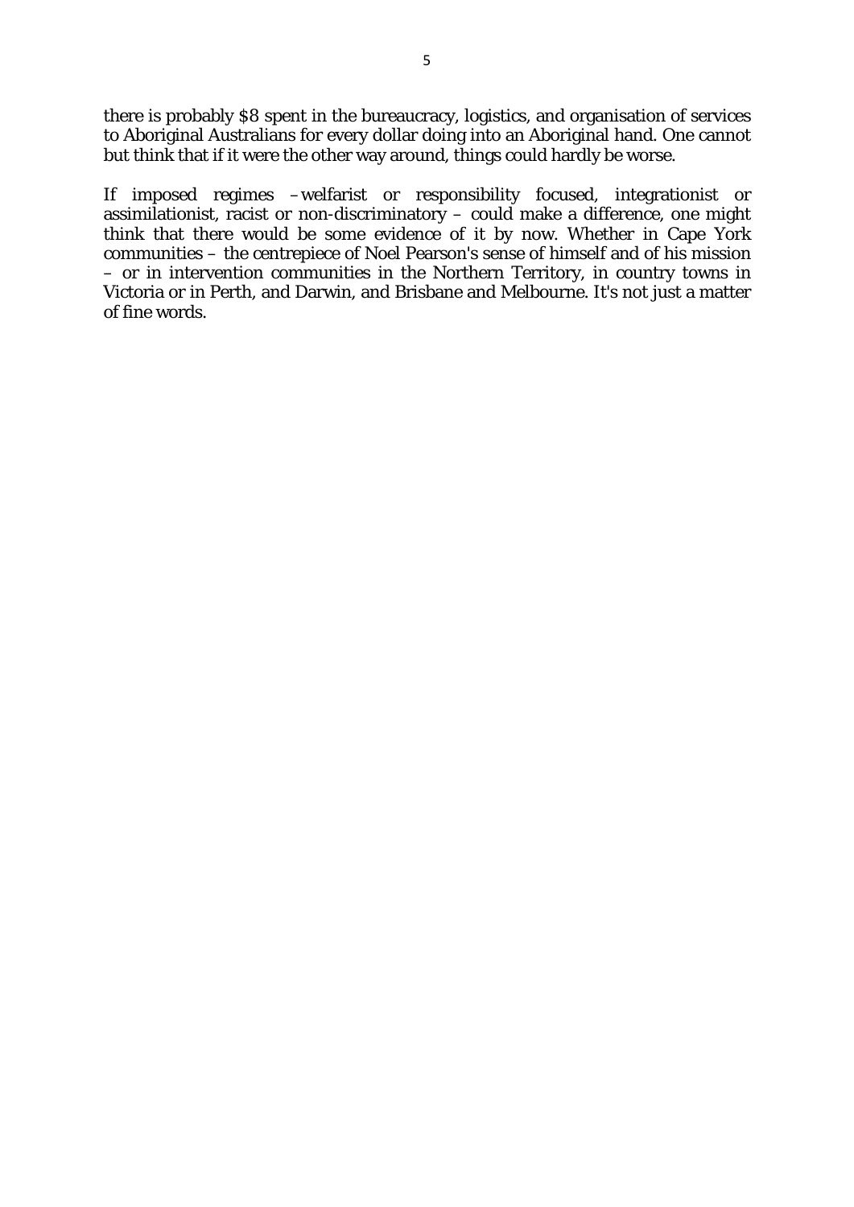there is probably $8 spent in the bureaucracy, logistics, and organisation of services to Aboriginal Australians for every dollar doing into an Aboriginal hand. One cannot but think that if it were the other way around, things could hardly be worse.

If imposed regimes –welfarist or responsibility focused, integrationist or assimilationist, racist or non-discriminatory – could make a difference, one might think that there would be some evidence of it by now. Whether in Cape York communities – the centrepiece of Noel Pearson's sense of himself and of his mission – or in intervention communities in the Northern Territory, in country towns in Victoria or in Perth, and Darwin, and Brisbane and Melbourne. It's not just a matter of fine words.